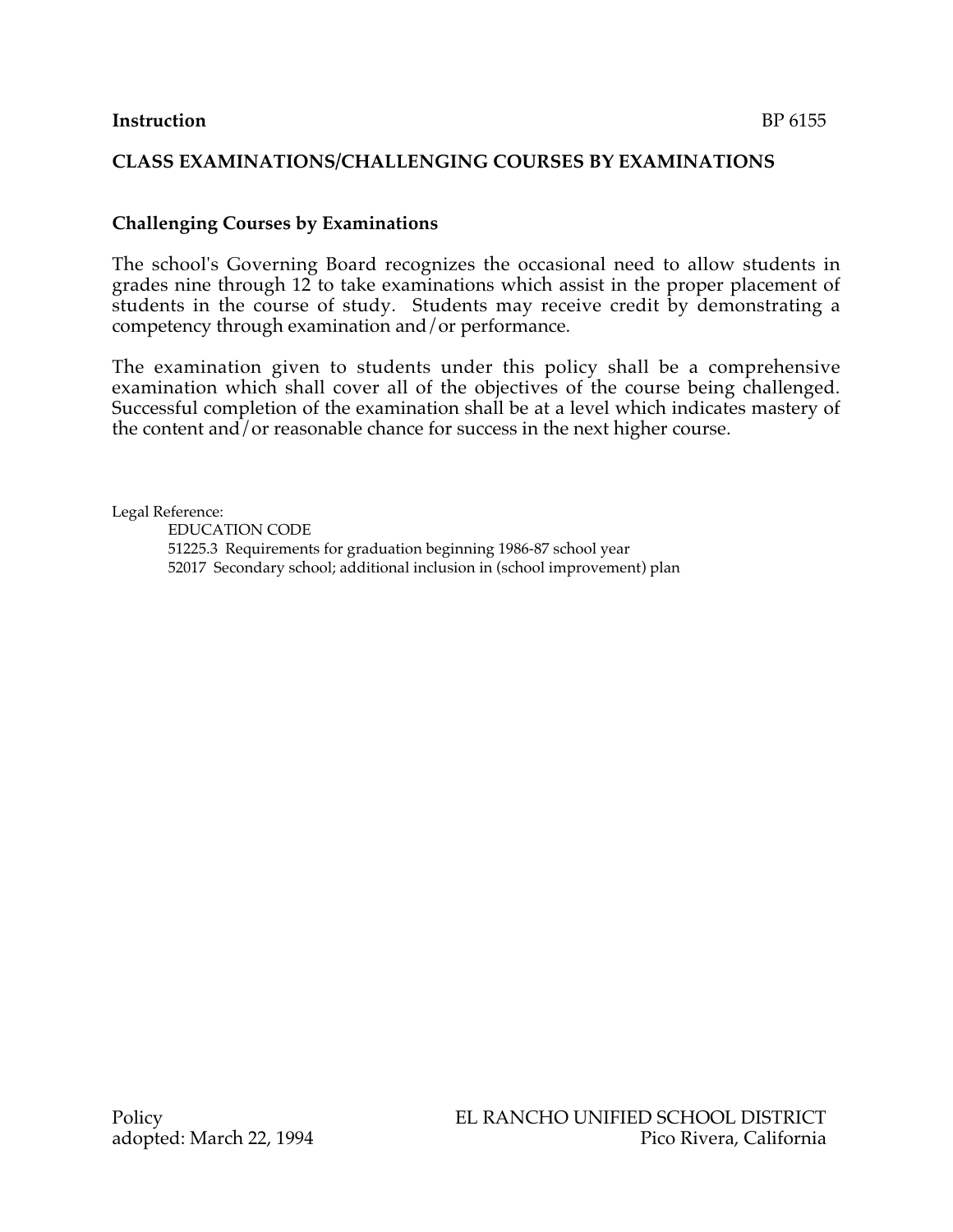**Instruction** BP 6155

# CLASS EXAMINATIONS/CHALLENGING COURSES BY EXAMINATIONS

## Challenging Courses by Examinations

The school's Governing Board recognizes the occasional need to allow students in grades nine through 12 to take examinations which assist in the proper placement of students in the course of study. Students may receive credit by demonstrating a competency through examination and/or performance.

The examination given to students under this policy shall be a comprehensive examination which shall cover all of the objectives of the course being challenged. Successful completion of the examination shall be at a level which indicates mastery of the content and/or reasonable chance for success in the next higher course.

Legal Reference:

EDUCATION CODE

51225.3 Requirements for graduation beginning 1986-87 school year

52017 Secondary school; additional inclusion in (school improvement) plan

Policy
adopted: March 22, 1994

EL RANCHO UNIFIED SCHOOL DISTRICT
Pico Rivera, California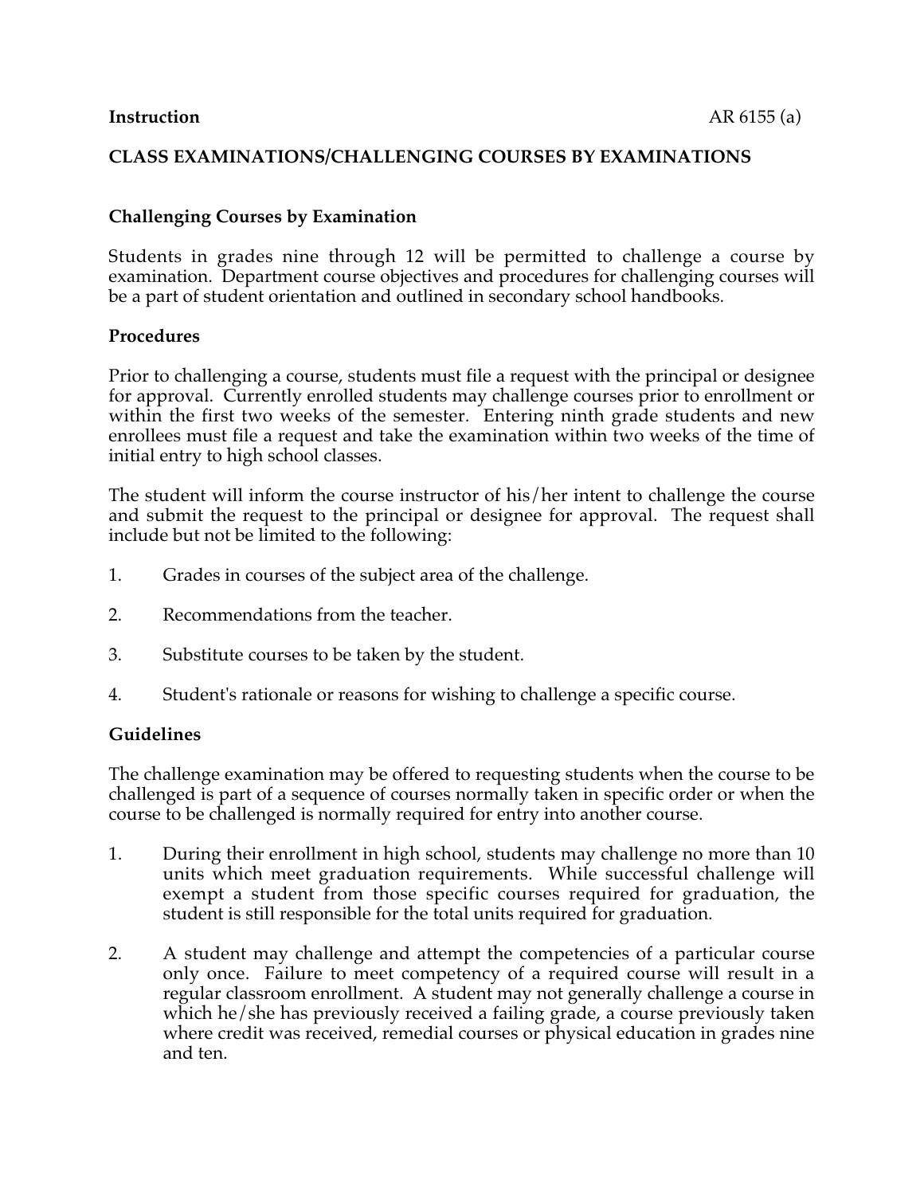**Instruction**

**CLASS EXAMINATIONS/CHALLENGING COURSES BY EXAMINATIONS**

**Challenging Courses by Examination**

Students in grades nine through 12 will be permitted to challenge a course by examination. Department course objectives and procedures for challenging courses will be a part of student orientation and outlined in secondary school handbooks.

**Procedures**

Prior to challenging a course, students must file a request with the principal or designee for approval. Currently enrolled students may challenge courses prior to enrollment or within the first two weeks of the semester. Entering ninth grade students and new enrollees must file a request and take the examination within two weeks of the time of initial entry to high school classes.

The student will inform the course instructor of his/her intent to challenge the course and submit the request to the principal or designee for approval. The request shall include but not be limited to the following:

1. Grades in courses of the subject area of the challenge.

2. Recommendations from the teacher.

3. Substitute courses to be taken by the student.

4. Student's rationale or reasons for wishing to challenge a specific course.

**Guidelines**

The challenge examination may be offered to requesting students when the course to be challenged is part of a sequence of courses normally taken in specific order or when the course to be challenged is normally required for entry into another course.

1. During their enrollment in high school, students may challenge no more than 10 units which meet graduation requirements. While successful challenge will exempt a student from those specific courses required for graduation, the student is still responsible for the total units required for graduation.

2. A student may challenge and attempt the competencies of a particular course only once. Failure to meet competency of a required course will result in a regular classroom enrollment. A student may not generally challenge a course in which he/she has previously received a failing grade, a course previously taken where credit was received, remedial courses or physical education in grades nine and ten.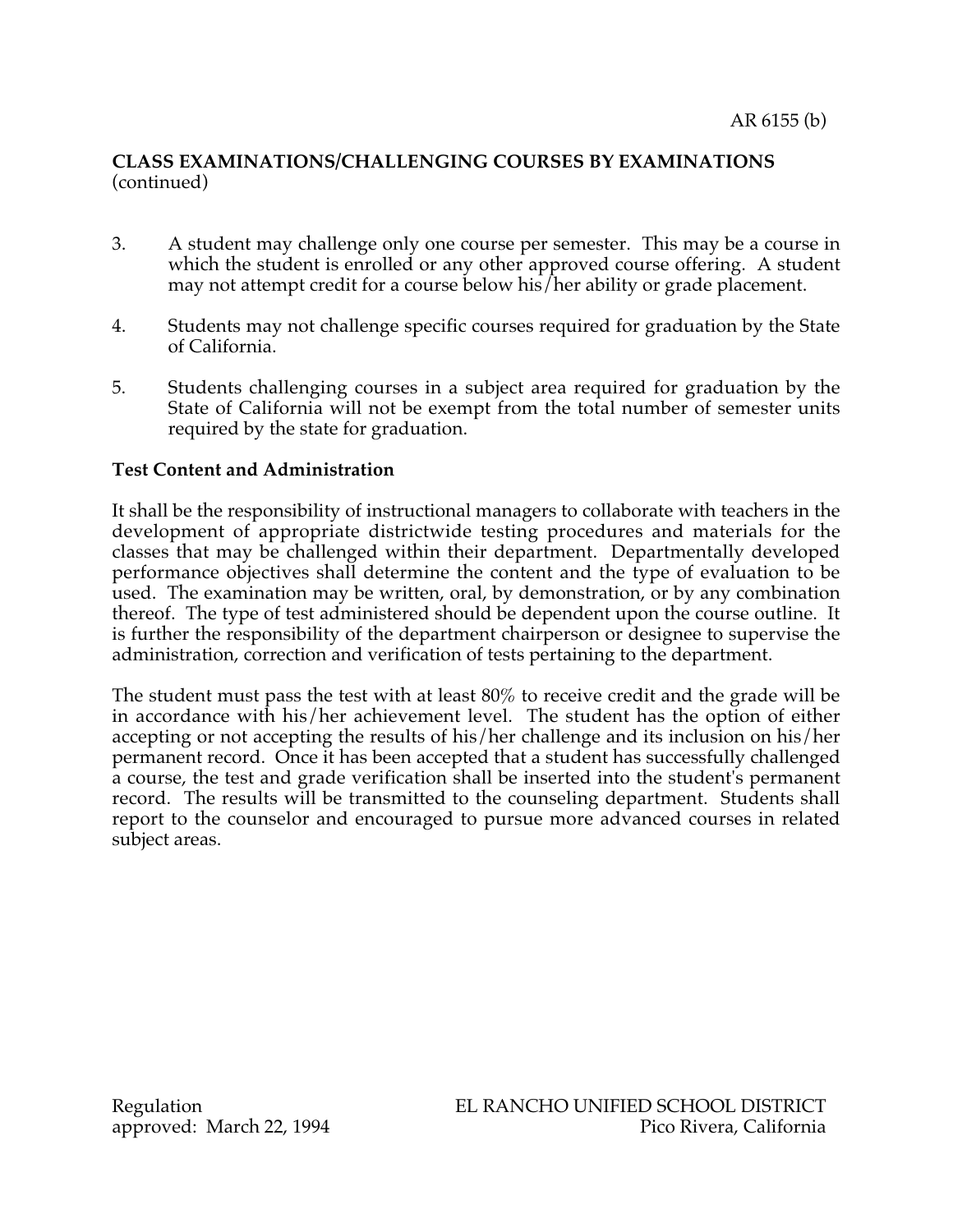**CLASS EXAMINATIONS/CHALLENGING COURSES BY EXAMINATIONS** (continued)

3. A student may challenge only one course per semester. This may be a course in which the student is enrolled or any other approved course offering. A student may not attempt credit for a course below his/her ability or grade placement.

4. Students may not challenge specific courses required for graduation by the State of California.

5. Students challenging courses in a subject area required for graduation by the State of California will not be exempt from the total number of semester units required by the state for graduation.

**Test Content and Administration**

It shall be the responsibility of instructional managers to collaborate with teachers in the development of appropriate districtwide testing procedures and materials for the classes that may be challenged within their department. Departmentally developed performance objectives shall determine the content and the type of evaluation to be used. The examination may be written, oral, by demonstration, or by any combination thereof. The type of test administered should be dependent upon the course outline. It is further the responsibility of the department chairperson or designee to supervise the administration, correction and verification of tests pertaining to the department.

The student must pass the test with at least 80% to receive credit and the grade will be in accordance with his/her achievement level. The student has the option of either accepting or not accepting the results of his/her challenge and its inclusion on his/her permanent record. Once it has been accepted that a student has successfully challenged a course, the test and grade verification shall be inserted into the student's permanent record. The results will be transmitted to the counseling department. Students shall report to the counselor and encouraged to pursue more advanced courses in related subject areas.

Regulation
approved: March 22, 1994

EL RANCHO UNIFIED SCHOOL DISTRICT
Pico Rivera, California